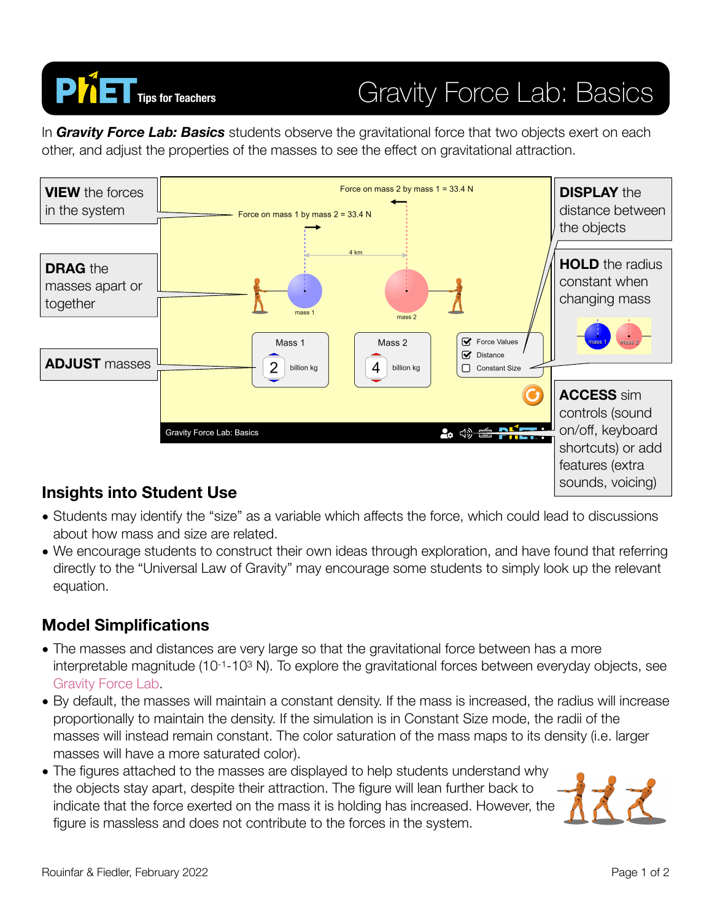# Tips for Teachers — Gravity Force Lab: Basics

In ***Gravity Force Lab: Basics*** students observe the gravitational force that two objects exert on each other, and adjust the properties of the masses to see the effect on gravitational attraction.

**VIEW** the forces in the system

**DRAG** the masses apart or together

**ADJUST** masses

**DISPLAY** the distance between the objects

**HOLD** the radius constant when changing mass

**ACCESS** sim controls (sound on/off, keyboard shortcuts) or add features (extra sounds, voicing)

## Insights into Student Use

- Students may identify the "size" as a variable which affects the force, which could lead to discussions about how mass and size are related.
- We encourage students to construct their own ideas through exploration, and have found that referring directly to the "Universal Law of Gravity" may encourage some students to simply look up the relevant equation.

## Model Simplifications

- The masses and distances are very large so that the gravitational force between has a more interpretable magnitude ($10^{-1}$-$10^{3}$ N). To explore the gravitational forces between everyday objects, see Gravity Force Lab.
- By default, the masses will maintain a constant density. If the mass is increased, the radius will increase proportionally to maintain the density. If the simulation is in Constant Size mode, the radii of the masses will instead remain constant. The color saturation of the mass maps to its density (i.e. larger masses will have a more saturated color).
- The figures attached to the masses are displayed to help students understand why the objects stay apart, despite their attraction. The figure will lean further back to indicate that the force exerted on the mass it is holding has increased. However, the figure is massless and does not contribute to the forces in the system.

Rouinfar & Fiedler, February 2022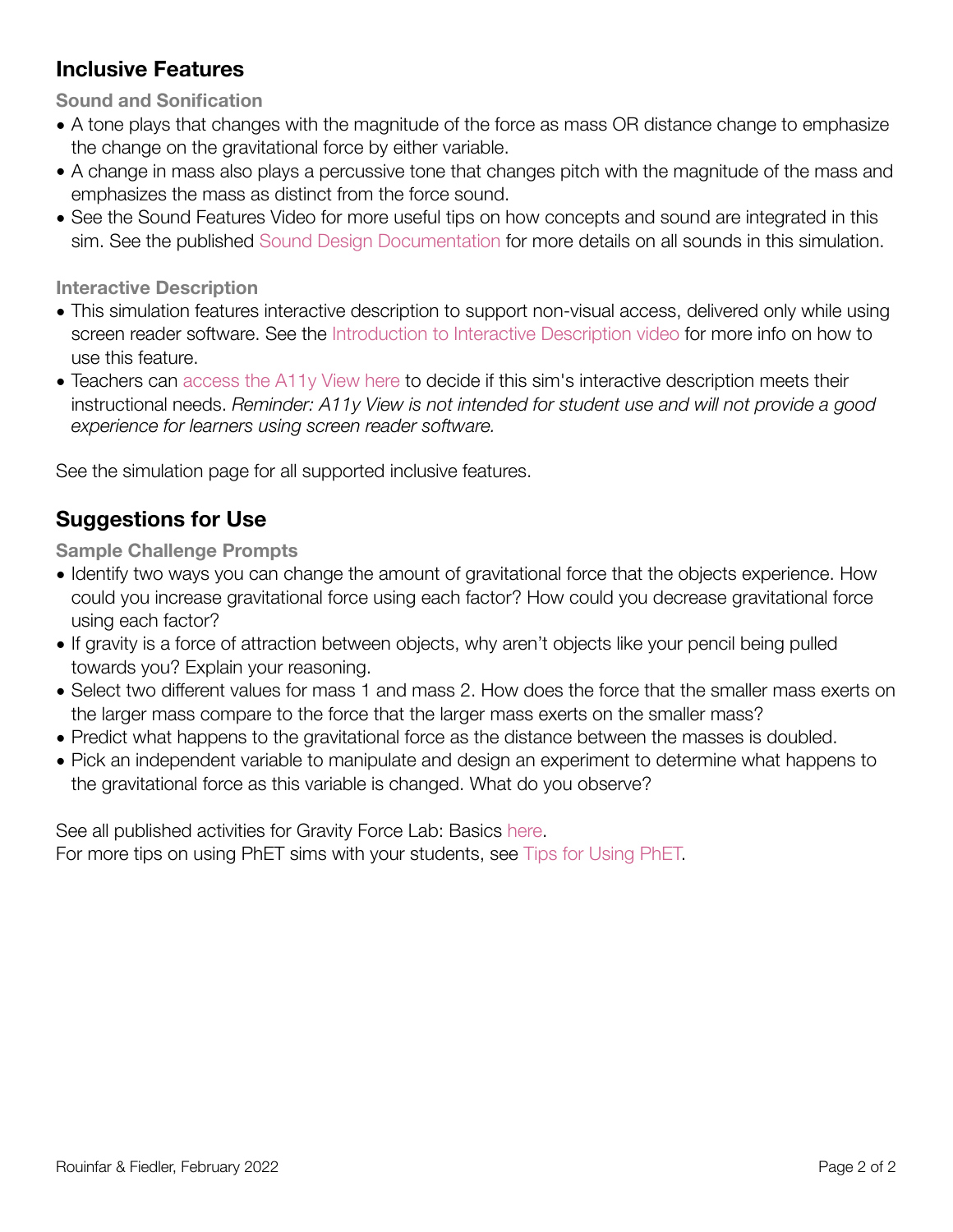## Inclusive Features

### Sound and Sonification

- A tone plays that changes with the magnitude of the force as mass OR distance change to emphasize the change on the gravitational force by either variable.
- A change in mass also plays a percussive tone that changes pitch with the magnitude of the mass and emphasizes the mass as distinct from the force sound.
- See the Sound Features Video for more useful tips on how concepts and sound are integrated in this sim. See the published Sound Design Documentation for more details on all sounds in this simulation.

### Interactive Description

- This simulation features interactive description to support non-visual access, delivered only while using screen reader software. See the Introduction to Interactive Description video for more info on how to use this feature.
- Teachers can access the A11y View here to decide if this sim's interactive description meets their instructional needs. *Reminder: A11y View is not intended for student use and will not provide a good experience for learners using screen reader software.*

See the simulation page for all supported inclusive features.

## Suggestions for Use

### Sample Challenge Prompts

- Identify two ways you can change the amount of gravitational force that the objects experience. How could you increase gravitational force using each factor? How could you decrease gravitational force using each factor?
- If gravity is a force of attraction between objects, why aren't objects like your pencil being pulled towards you? Explain your reasoning.
- Select two different values for mass 1 and mass 2. How does the force that the smaller mass exerts on the larger mass compare to the force that the larger mass exerts on the smaller mass?
- Predict what happens to the gravitational force as the distance between the masses is doubled.
- Pick an independent variable to manipulate and design an experiment to determine what happens to the gravitational force as this variable is changed. What do you observe?

See all published activities for Gravity Force Lab: Basics here.
For more tips on using PhET sims with your students, see Tips for Using PhET.

Rouinfar & Fiedler, February 2022